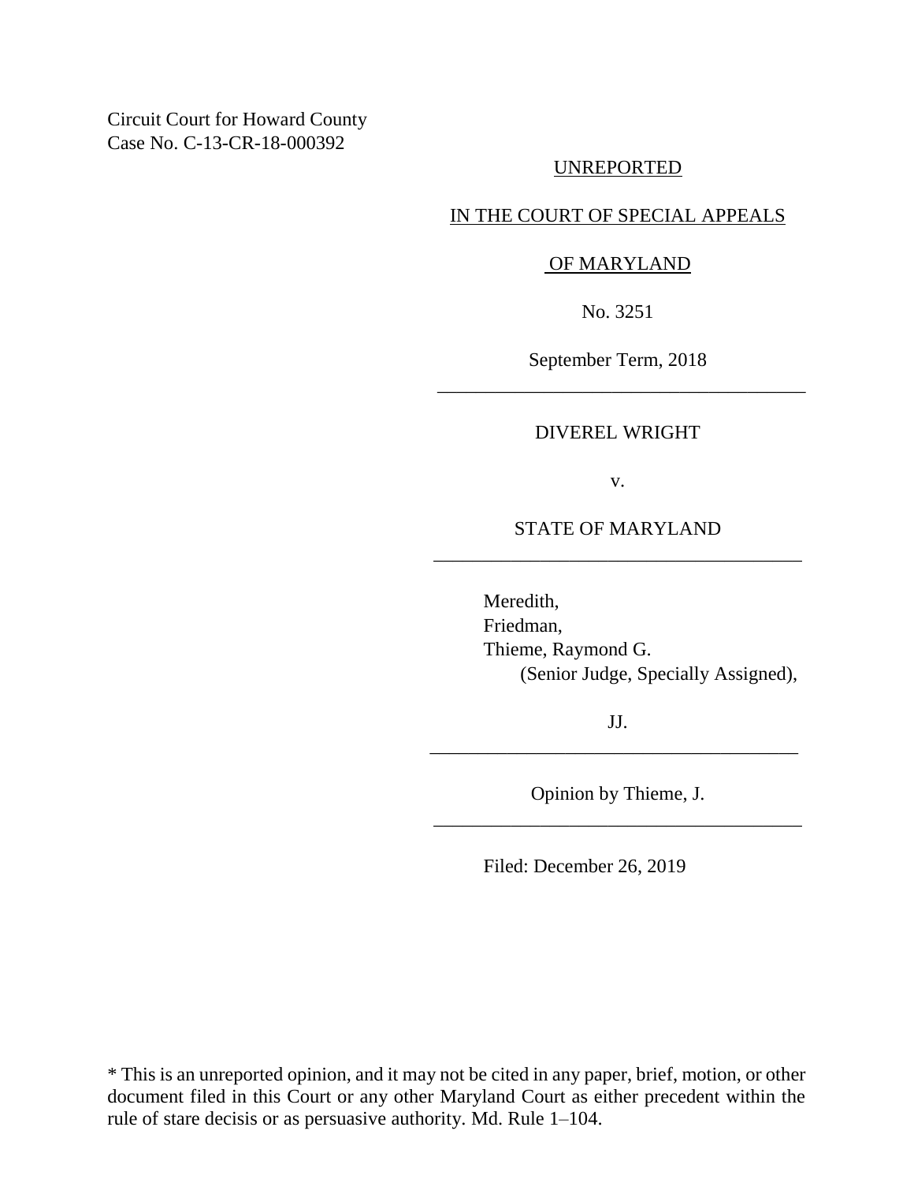Circuit Court for Howard County
Case No. C-13-CR-18-000392

UNREPORTED

IN THE COURT OF SPECIAL APPEALS

OF MARYLAND

No. 3251

September Term, 2018

---

DIVEREL WRIGHT

v.

STATE OF MARYLAND

---

Meredith,
Friedman,
Thieme, Raymond G.
(Senior Judge, Specially Assigned),

JJ.

---

Opinion by Thieme, J.

---

Filed: December 26, 2019

\* This is an unreported opinion, and it may not be cited in any paper, brief, motion, or other document filed in this Court or any other Maryland Court as either precedent within the rule of stare decisis or as persuasive authority. Md. Rule 1–104.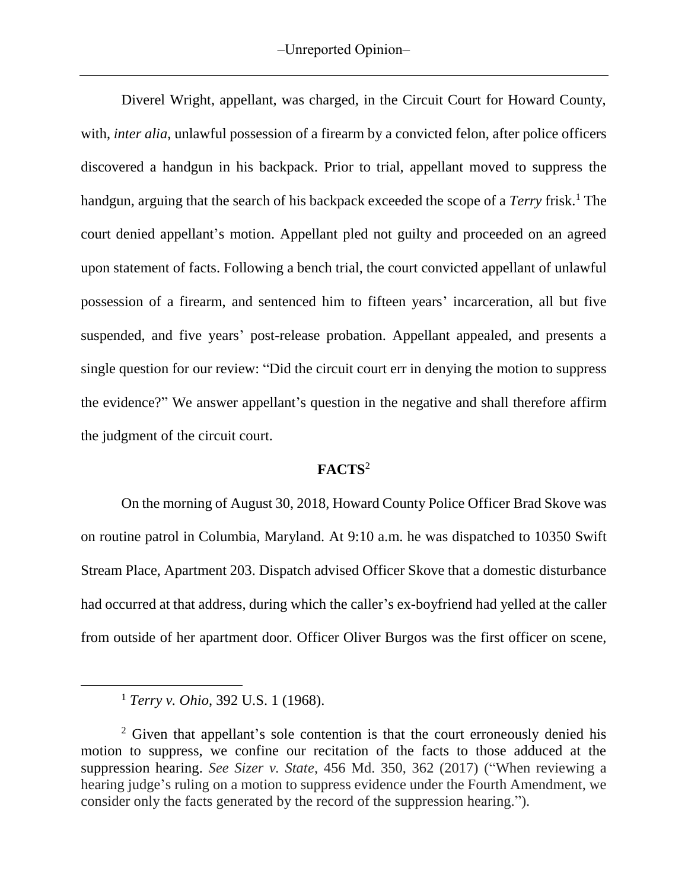Diverel Wright, appellant, was charged, in the Circuit Court for Howard County, with, *inter alia*, unlawful possession of a firearm by a convicted felon, after police officers discovered a handgun in his backpack. Prior to trial, appellant moved to suppress the handgun, arguing that the search of his backpack exceeded the scope of a *Terry* frisk.[1] The court denied appellant's motion. Appellant pled not guilty and proceeded on an agreed upon statement of facts. Following a bench trial, the court convicted appellant of unlawful possession of a firearm, and sentenced him to fifteen years' incarceration, all but five suspended, and five years' post-release probation. Appellant appealed, and presents a single question for our review: "Did the circuit court err in denying the motion to suppress the evidence?" We answer appellant's question in the negative and shall therefore affirm the judgment of the circuit court.

## FACTS[2]

On the morning of August 30, 2018, Howard County Police Officer Brad Skove was on routine patrol in Columbia, Maryland. At 9:10 a.m. he was dispatched to 10350 Swift Stream Place, Apartment 203. Dispatch advised Officer Skove that a domestic disturbance had occurred at that address, during which the caller's ex-boyfriend had yelled at the caller from outside of her apartment door. Officer Oliver Burgos was the first officer on scene,

---

[1] *Terry v. Ohio*, 392 U.S. 1 (1968).

[2] Given that appellant's sole contention is that the court erroneously denied his motion to suppress, we confine our recitation of the facts to those adduced at the suppression hearing. *See Sizer v. State*, 456 Md. 350, 362 (2017) ("When reviewing a hearing judge's ruling on a motion to suppress evidence under the Fourth Amendment, we consider only the facts generated by the record of the suppression hearing.").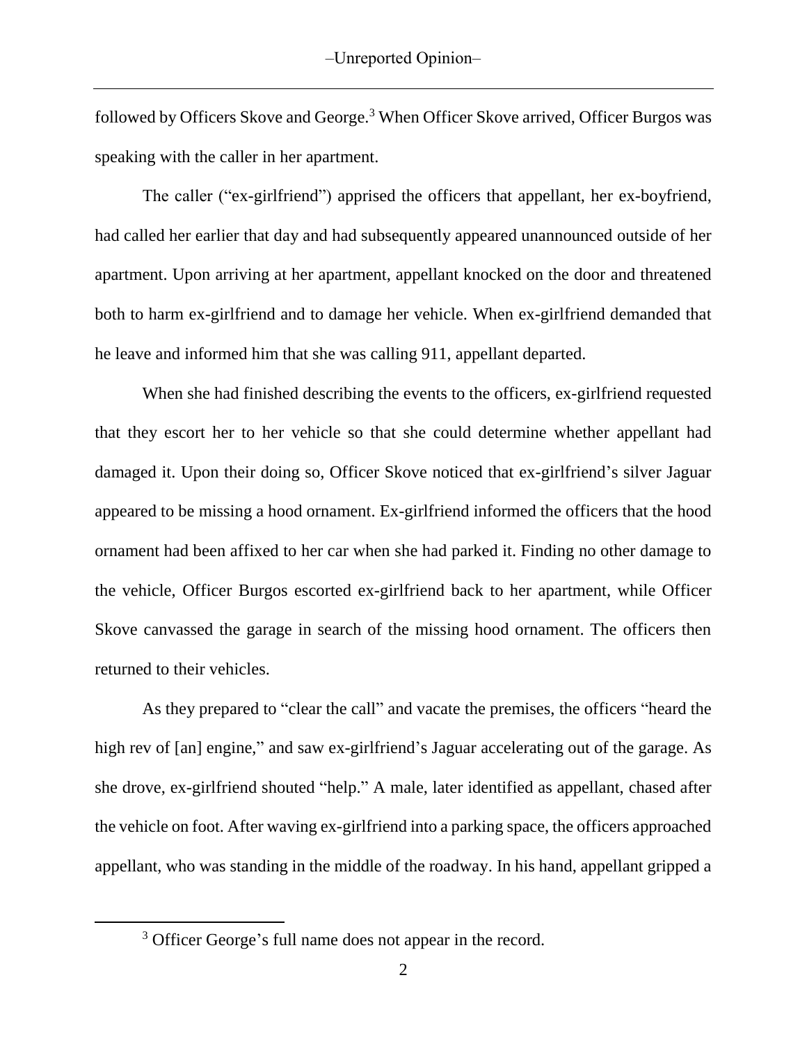followed by Officers Skove and George.[3] When Officer Skove arrived, Officer Burgos was speaking with the caller in her apartment.

The caller ("ex-girlfriend") apprised the officers that appellant, her ex-boyfriend, had called her earlier that day and had subsequently appeared unannounced outside of her apartment. Upon arriving at her apartment, appellant knocked on the door and threatened both to harm ex-girlfriend and to damage her vehicle. When ex-girlfriend demanded that he leave and informed him that she was calling 911, appellant departed.

When she had finished describing the events to the officers, ex-girlfriend requested that they escort her to her vehicle so that she could determine whether appellant had damaged it. Upon their doing so, Officer Skove noticed that ex-girlfriend's silver Jaguar appeared to be missing a hood ornament. Ex-girlfriend informed the officers that the hood ornament had been affixed to her car when she had parked it. Finding no other damage to the vehicle, Officer Burgos escorted ex-girlfriend back to her apartment, while Officer Skove canvassed the garage in search of the missing hood ornament. The officers then returned to their vehicles.

As they prepared to "clear the call" and vacate the premises, the officers "heard the high rev of [an] engine," and saw ex-girlfriend's Jaguar accelerating out of the garage. As she drove, ex-girlfriend shouted "help." A male, later identified as appellant, chased after the vehicle on foot. After waving ex-girlfriend into a parking space, the officers approached appellant, who was standing in the middle of the roadway. In his hand, appellant gripped a

[3] Officer George's full name does not appear in the record.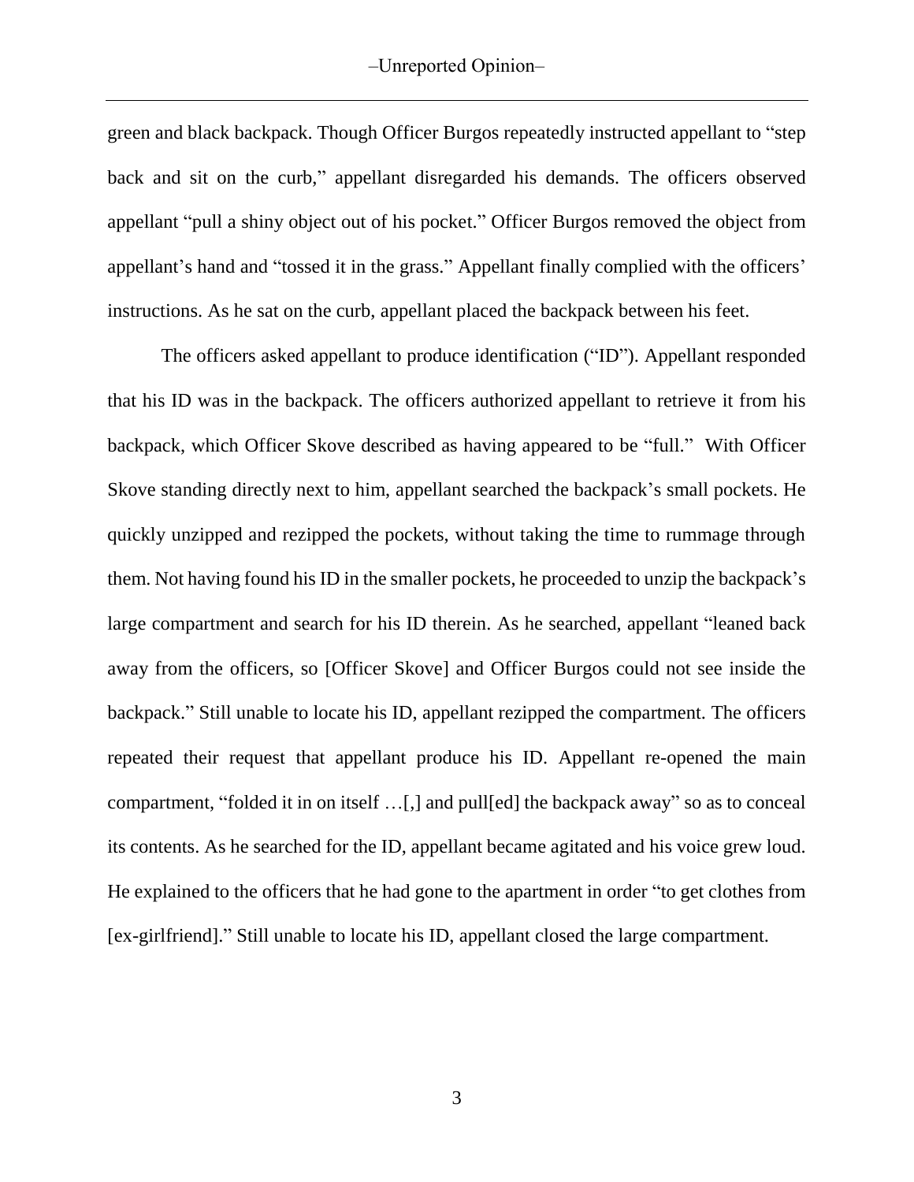green and black backpack. Though Officer Burgos repeatedly instructed appellant to "step back and sit on the curb," appellant disregarded his demands. The officers observed appellant "pull a shiny object out of his pocket." Officer Burgos removed the object from appellant's hand and "tossed it in the grass." Appellant finally complied with the officers' instructions. As he sat on the curb, appellant placed the backpack between his feet.

The officers asked appellant to produce identification ("ID"). Appellant responded that his ID was in the backpack. The officers authorized appellant to retrieve it from his backpack, which Officer Skove described as having appeared to be "full." With Officer Skove standing directly next to him, appellant searched the backpack's small pockets. He quickly unzipped and rezipped the pockets, without taking the time to rummage through them. Not having found his ID in the smaller pockets, he proceeded to unzip the backpack's large compartment and search for his ID therein. As he searched, appellant "leaned back away from the officers, so [Officer Skove] and Officer Burgos could not see inside the backpack." Still unable to locate his ID, appellant rezipped the compartment. The officers repeated their request that appellant produce his ID. Appellant re-opened the main compartment, "folded it in on itself …[,] and pull[ed] the backpack away" so as to conceal its contents. As he searched for the ID, appellant became agitated and his voice grew loud. He explained to the officers that he had gone to the apartment in order "to get clothes from [ex-girlfriend]." Still unable to locate his ID, appellant closed the large compartment.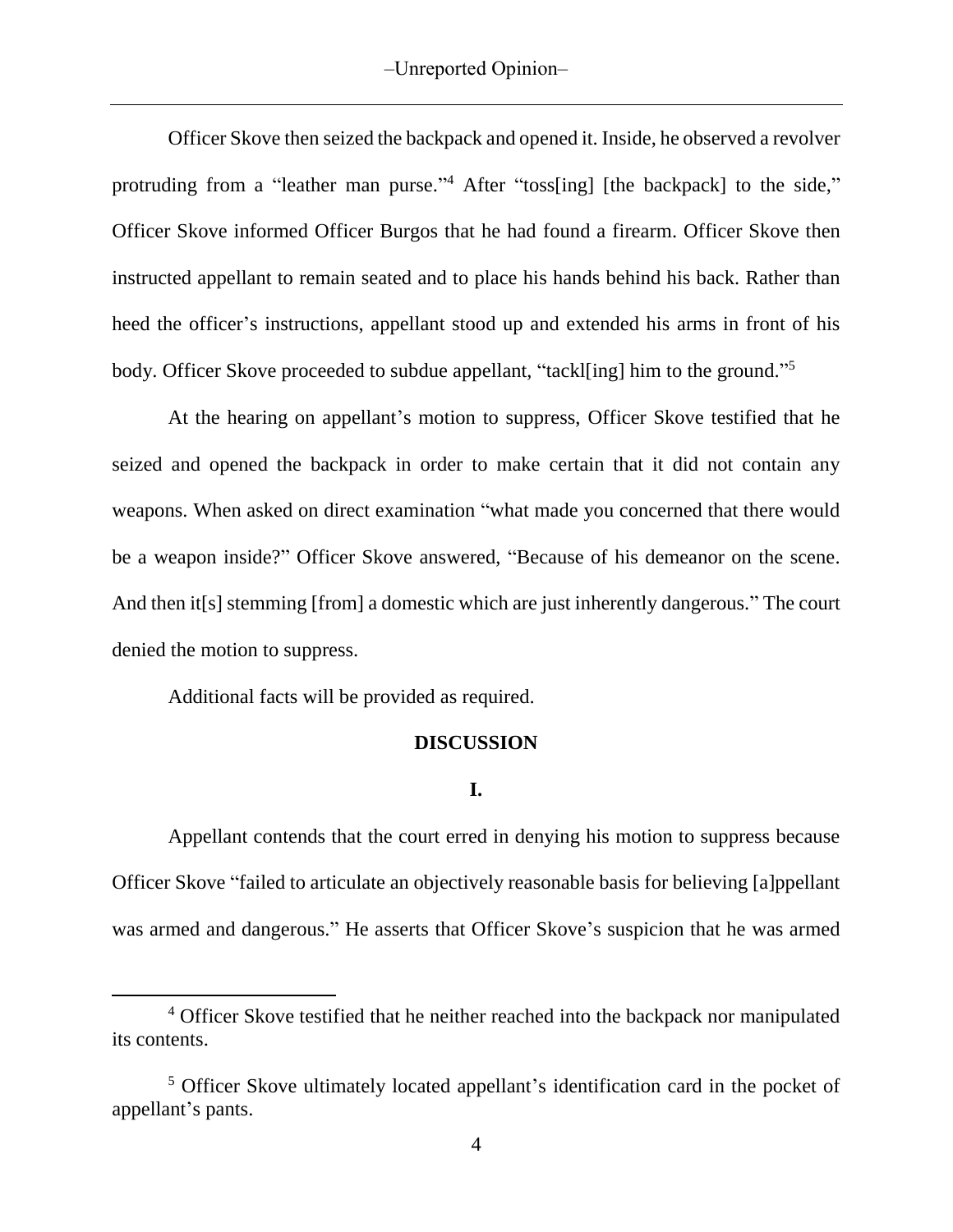Officer Skove then seized the backpack and opened it. Inside, he observed a revolver protruding from a "leather man purse."[4] After "toss[ing] [the backpack] to the side," Officer Skove informed Officer Burgos that he had found a firearm. Officer Skove then instructed appellant to remain seated and to place his hands behind his back. Rather than heed the officer's instructions, appellant stood up and extended his arms in front of his body. Officer Skove proceeded to subdue appellant, "tackl[ing] him to the ground."[5]

At the hearing on appellant's motion to suppress, Officer Skove testified that he seized and opened the backpack in order to make certain that it did not contain any weapons. When asked on direct examination "what made you concerned that there would be a weapon inside?" Officer Skove answered, "Because of his demeanor on the scene. And then it[s] stemming [from] a domestic which are just inherently dangerous." The court denied the motion to suppress.

Additional facts will be provided as required.

## DISCUSSION

### I.

Appellant contends that the court erred in denying his motion to suppress because Officer Skove "failed to articulate an objectively reasonable basis for believing [a]ppellant was armed and dangerous." He asserts that Officer Skove's suspicion that he was armed

---

[4] Officer Skove testified that he neither reached into the backpack nor manipulated its contents.

[5] Officer Skove ultimately located appellant's identification card in the pocket of appellant's pants.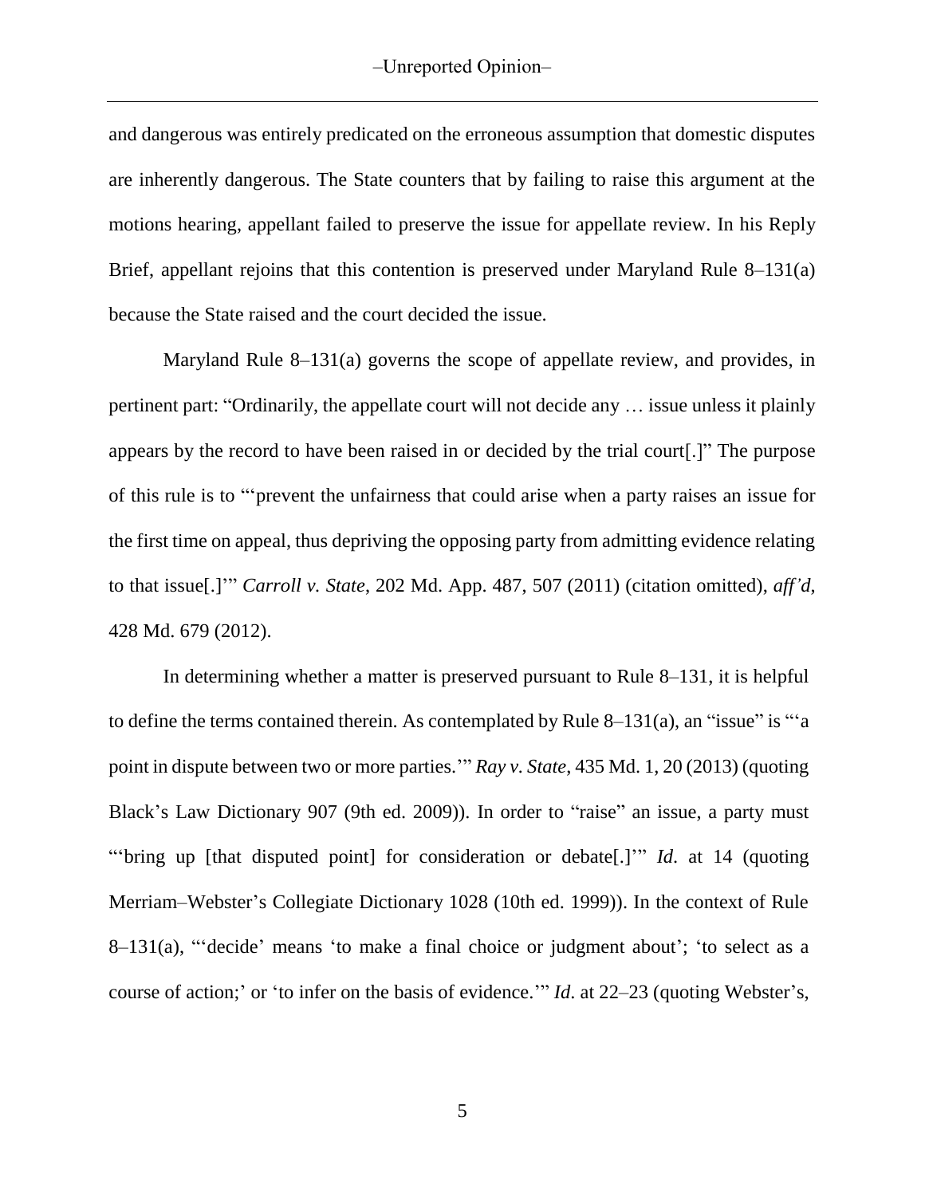and dangerous was entirely predicated on the erroneous assumption that domestic disputes are inherently dangerous. The State counters that by failing to raise this argument at the motions hearing, appellant failed to preserve the issue for appellate review. In his Reply Brief, appellant rejoins that this contention is preserved under Maryland Rule 8–131(a) because the State raised and the court decided the issue.

Maryland Rule 8–131(a) governs the scope of appellate review, and provides, in pertinent part: "Ordinarily, the appellate court will not decide any … issue unless it plainly appears by the record to have been raised in or decided by the trial court[.]" The purpose of this rule is to "'prevent the unfairness that could arise when a party raises an issue for the first time on appeal, thus depriving the opposing party from admitting evidence relating to that issue[.]'" *Carroll v. State*, 202 Md. App. 487, 507 (2011) (citation omitted), *aff'd*, 428 Md. 679 (2012).

In determining whether a matter is preserved pursuant to Rule 8–131, it is helpful to define the terms contained therein. As contemplated by Rule 8–131(a), an "issue" is "'a point in dispute between two or more parties.'" *Ray v. State*, 435 Md. 1, 20 (2013) (quoting Black's Law Dictionary 907 (9th ed. 2009)). In order to "raise" an issue, a party must "'bring up [that disputed point] for consideration or debate[.]'" *Id.* at 14 (quoting Merriam–Webster's Collegiate Dictionary 1028 (10th ed. 1999)). In the context of Rule 8–131(a), "'decide' means 'to make a final choice or judgment about'; 'to select as a course of action;' or 'to infer on the basis of evidence.'" *Id.* at 22–23 (quoting Webster's,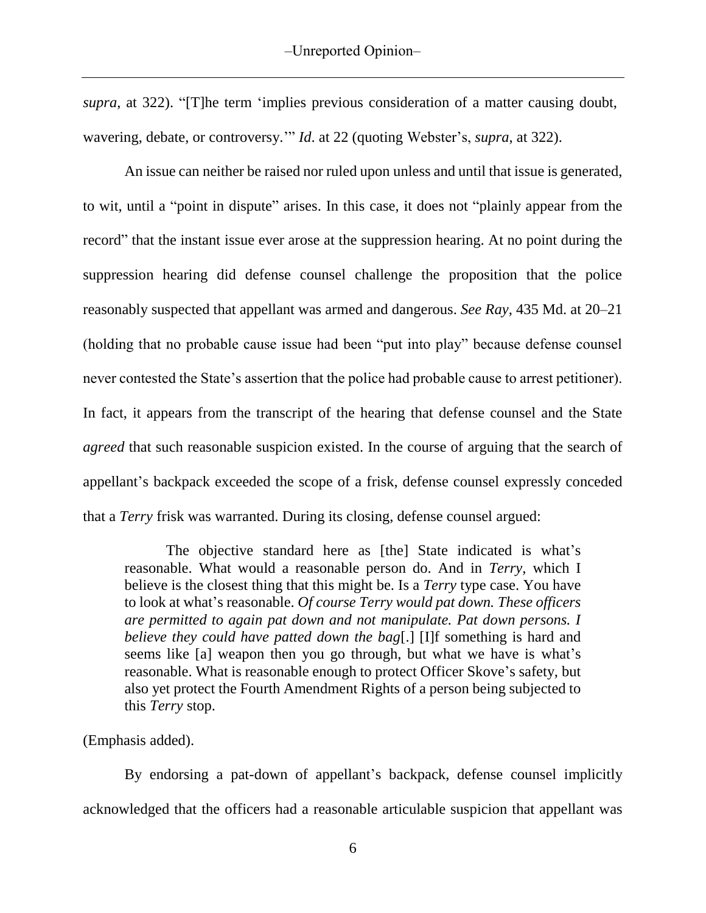*supra*, at 322). "[T]he term 'implies previous consideration of a matter causing doubt, wavering, debate, or controversy.'" *Id*. at 22 (quoting Webster's, *supra*, at 322).

An issue can neither be raised nor ruled upon unless and until that issue is generated, to wit, until a "point in dispute" arises. In this case, it does not "plainly appear from the record" that the instant issue ever arose at the suppression hearing. At no point during the suppression hearing did defense counsel challenge the proposition that the police reasonably suspected that appellant was armed and dangerous. *See Ray*, 435 Md. at 20–21 (holding that no probable cause issue had been "put into play" because defense counsel never contested the State's assertion that the police had probable cause to arrest petitioner). In fact, it appears from the transcript of the hearing that defense counsel and the State *agreed* that such reasonable suspicion existed. In the course of arguing that the search of appellant's backpack exceeded the scope of a frisk, defense counsel expressly conceded that a *Terry* frisk was warranted. During its closing, defense counsel argued:

> The objective standard here as [the] State indicated is what's reasonable. What would a reasonable person do. And in *Terry*, which I believe is the closest thing that this might be. Is a *Terry* type case. You have to look at what's reasonable. *Of course Terry would pat down. These officers are permitted to again pat down and not manipulate. Pat down persons. I believe they could have patted down the bag*[.] [I]f something is hard and seems like [a] weapon then you go through, but what we have is what's reasonable. What is reasonable enough to protect Officer Skove's safety, but also yet protect the Fourth Amendment Rights of a person being subjected to this *Terry* stop.

(Emphasis added).

By endorsing a pat-down of appellant's backpack, defense counsel implicitly acknowledged that the officers had a reasonable articulable suspicion that appellant was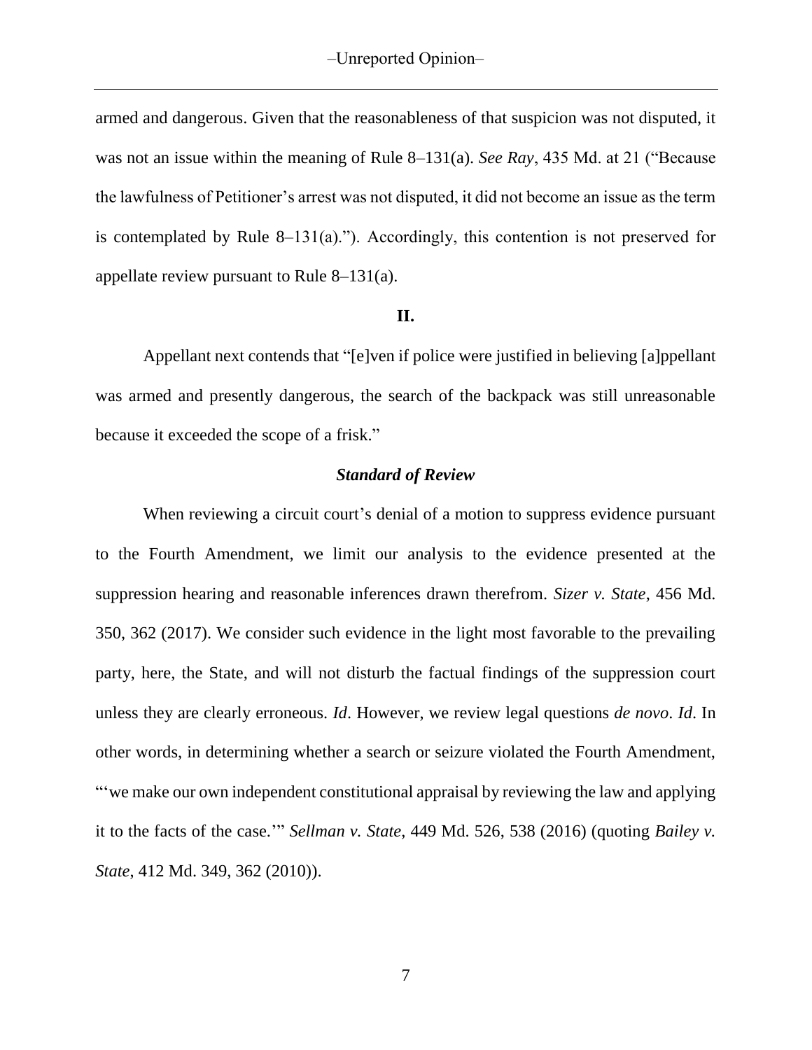armed and dangerous. Given that the reasonableness of that suspicion was not disputed, it was not an issue within the meaning of Rule 8–131(a). *See Ray*, 435 Md. at 21 ("Because the lawfulness of Petitioner's arrest was not disputed, it did not become an issue as the term is contemplated by Rule 8–131(a)."). Accordingly, this contention is not preserved for appellate review pursuant to Rule 8–131(a).

## II.

Appellant next contends that "[e]ven if police were justified in believing [a]ppellant was armed and presently dangerous, the search of the backpack was still unreasonable because it exceeded the scope of a frisk."

### *Standard of Review*

When reviewing a circuit court's denial of a motion to suppress evidence pursuant to the Fourth Amendment, we limit our analysis to the evidence presented at the suppression hearing and reasonable inferences drawn therefrom. *Sizer v. State*, 456 Md. 350, 362 (2017). We consider such evidence in the light most favorable to the prevailing party, here, the State, and will not disturb the factual findings of the suppression court unless they are clearly erroneous. *Id*. However, we review legal questions *de novo*. *Id*. In other words, in determining whether a search or seizure violated the Fourth Amendment, "'we make our own independent constitutional appraisal by reviewing the law and applying it to the facts of the case.'" *Sellman v. State*, 449 Md. 526, 538 (2016) (quoting *Bailey v. State*, 412 Md. 349, 362 (2010)).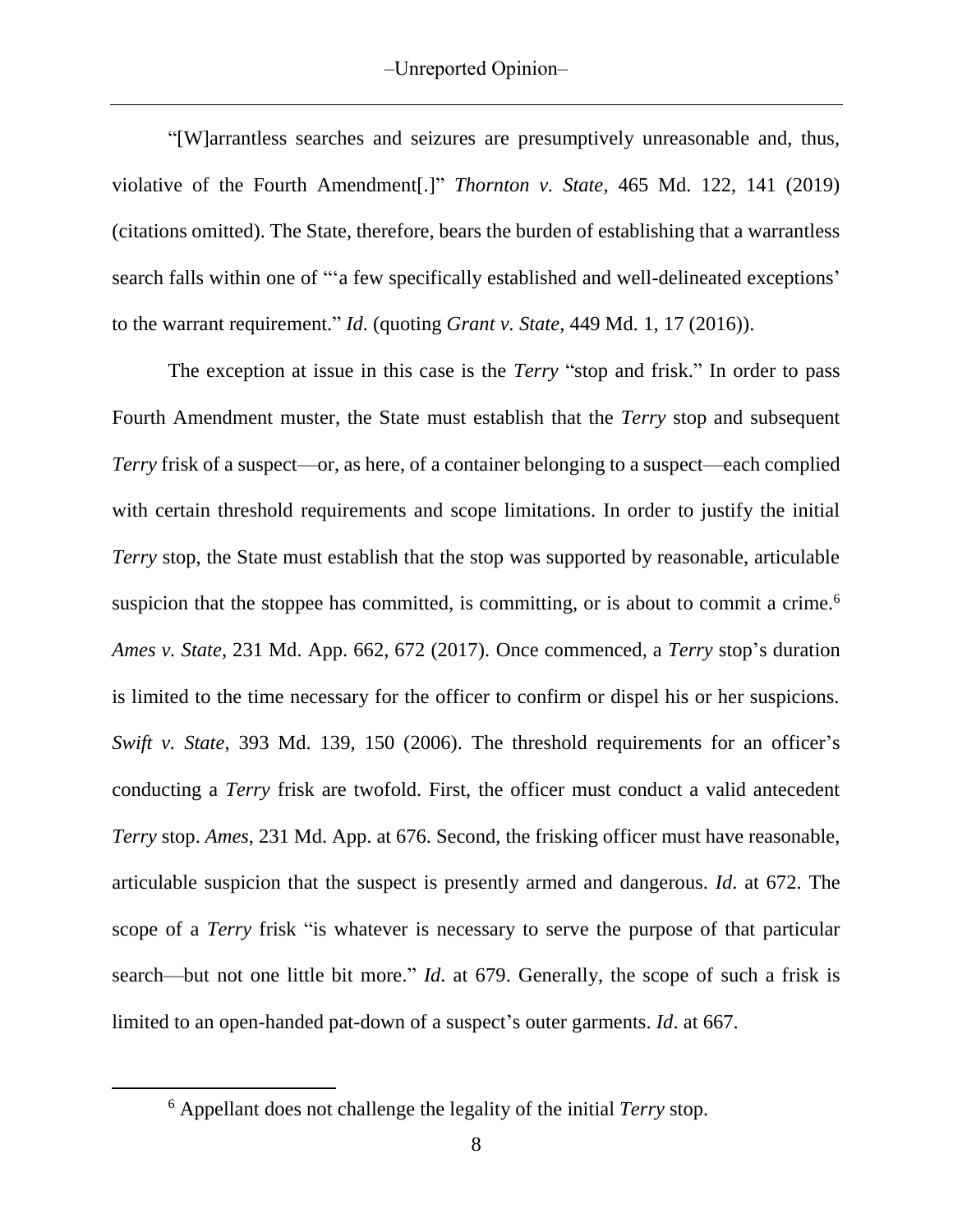"[W]arrantless searches and seizures are presumptively unreasonable and, thus, violative of the Fourth Amendment[.]" *Thornton v. State*, 465 Md. 122, 141 (2019) (citations omitted). The State, therefore, bears the burden of establishing that a warrantless search falls within one of "'a few specifically established and well-delineated exceptions' to the warrant requirement." *Id*. (quoting *Grant v. State*, 449 Md. 1, 17 (2016)).

The exception at issue in this case is the *Terry* "stop and frisk." In order to pass Fourth Amendment muster, the State must establish that the *Terry* stop and subsequent *Terry* frisk of a suspect—or, as here, of a container belonging to a suspect—each complied with certain threshold requirements and scope limitations. In order to justify the initial *Terry* stop, the State must establish that the stop was supported by reasonable, articulable suspicion that the stoppee has committed, is committing, or is about to commit a crime.[6] *Ames v. State*, 231 Md. App. 662, 672 (2017). Once commenced, a *Terry* stop's duration is limited to the time necessary for the officer to confirm or dispel his or her suspicions. *Swift v. State*, 393 Md. 139, 150 (2006). The threshold requirements for an officer's conducting a *Terry* frisk are twofold. First, the officer must conduct a valid antecedent *Terry* stop. *Ames*, 231 Md. App. at 676. Second, the frisking officer must have reasonable, articulable suspicion that the suspect is presently armed and dangerous. *Id*. at 672. The scope of a *Terry* frisk "is whatever is necessary to serve the purpose of that particular search—but not one little bit more." *Id*. at 679. Generally, the scope of such a frisk is limited to an open-handed pat-down of a suspect's outer garments. *Id*. at 667.

---

[6] Appellant does not challenge the legality of the initial *Terry* stop.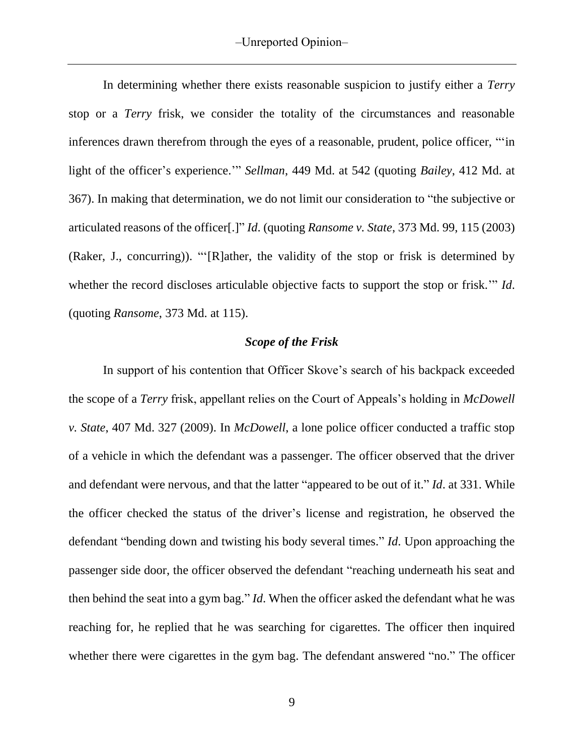In determining whether there exists reasonable suspicion to justify either a *Terry* stop or a *Terry* frisk, we consider the totality of the circumstances and reasonable inferences drawn therefrom through the eyes of a reasonable, prudent, police officer, "'in light of the officer's experience.'" *Sellman*, 449 Md. at 542 (quoting *Bailey*, 412 Md. at 367). In making that determination, we do not limit our consideration to "the subjective or articulated reasons of the officer[.]" *Id*. (quoting *Ransome v. State*, 373 Md. 99, 115 (2003) (Raker, J., concurring)). "'[R]ather, the validity of the stop or frisk is determined by whether the record discloses articulable objective facts to support the stop or frisk.'" *Id*. (quoting *Ransome*, 373 Md. at 115).

### *Scope of the Frisk*

In support of his contention that Officer Skove's search of his backpack exceeded the scope of a *Terry* frisk, appellant relies on the Court of Appeals's holding in *McDowell v. State*, 407 Md. 327 (2009). In *McDowell*, a lone police officer conducted a traffic stop of a vehicle in which the defendant was a passenger. The officer observed that the driver and defendant were nervous, and that the latter "appeared to be out of it." *Id*. at 331. While the officer checked the status of the driver's license and registration, he observed the defendant "bending down and twisting his body several times." *Id*. Upon approaching the passenger side door, the officer observed the defendant "reaching underneath his seat and then behind the seat into a gym bag." *Id*. When the officer asked the defendant what he was reaching for, he replied that he was searching for cigarettes. The officer then inquired whether there were cigarettes in the gym bag. The defendant answered "no." The officer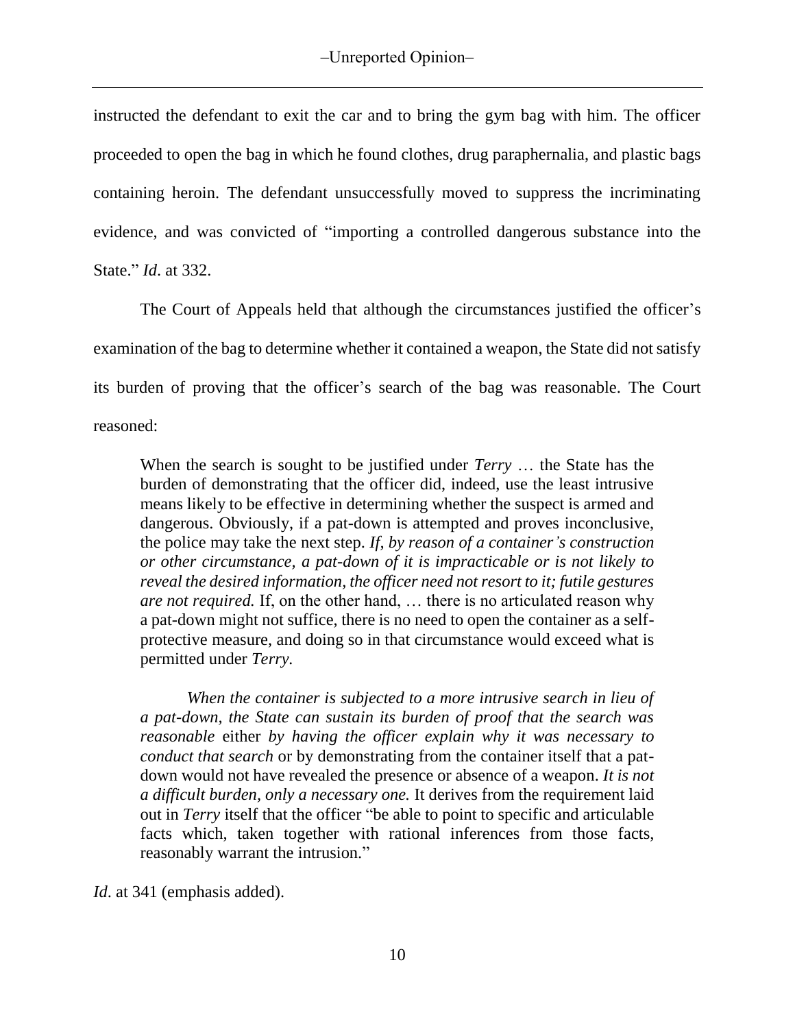instructed the defendant to exit the car and to bring the gym bag with him. The officer proceeded to open the bag in which he found clothes, drug paraphernalia, and plastic bags containing heroin. The defendant unsuccessfully moved to suppress the incriminating evidence, and was convicted of "importing a controlled dangerous substance into the State." *Id*. at 332.

The Court of Appeals held that although the circumstances justified the officer's examination of the bag to determine whether it contained a weapon, the State did not satisfy its burden of proving that the officer's search of the bag was reasonable. The Court reasoned:

> When the search is sought to be justified under *Terry* … the State has the burden of demonstrating that the officer did, indeed, use the least intrusive means likely to be effective in determining whether the suspect is armed and dangerous. Obviously, if a pat-down is attempted and proves inconclusive, the police may take the next step. *If, by reason of a container's construction or other circumstance, a pat-down of it is impracticable or is not likely to reveal the desired information, the officer need not resort to it; futile gestures are not required.* If, on the other hand, … there is no articulated reason why a pat-down might not suffice, there is no need to open the container as a self-protective measure, and doing so in that circumstance would exceed what is permitted under *Terry.*
>
> *When the container is subjected to a more intrusive search in lieu of a pat-down, the State can sustain its burden of proof that the search was reasonable* either *by having the officer explain why it was necessary to conduct that search* or by demonstrating from the container itself that a pat-down would not have revealed the presence or absence of a weapon. *It is not a difficult burden, only a necessary one.* It derives from the requirement laid out in *Terry* itself that the officer "be able to point to specific and articulable facts which, taken together with rational inferences from those facts, reasonably warrant the intrusion."

*Id*. at 341 (emphasis added).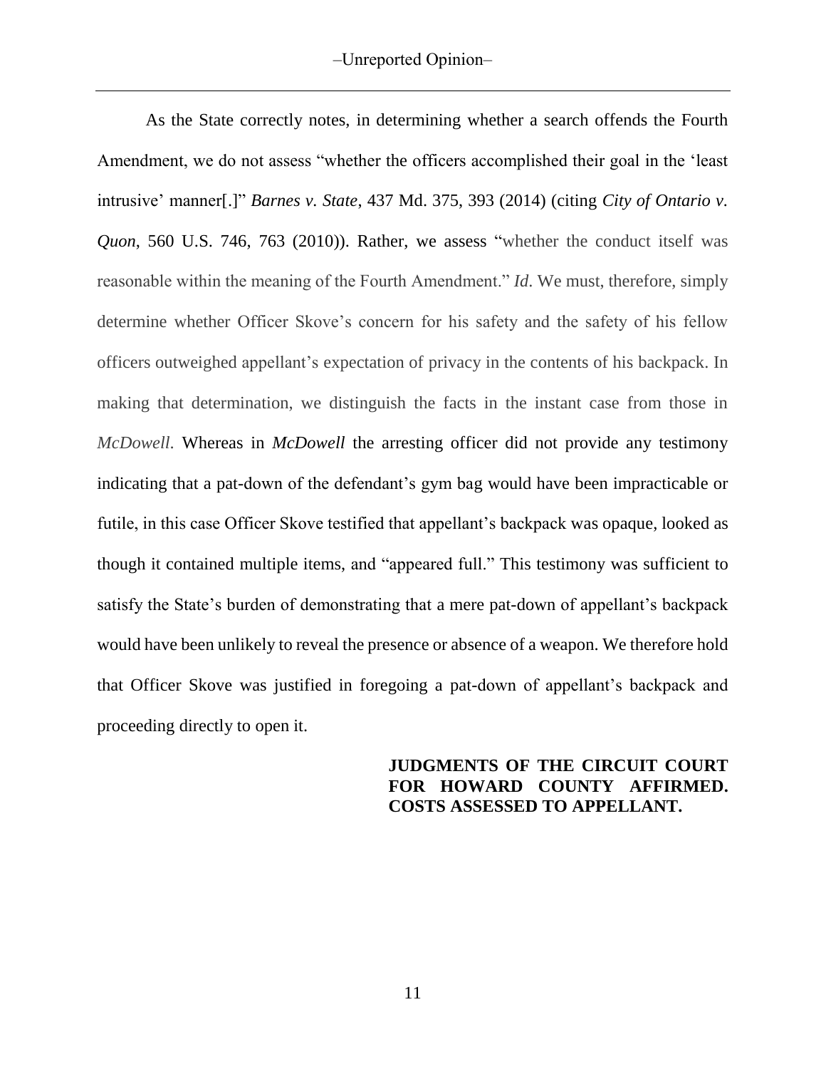As the State correctly notes, in determining whether a search offends the Fourth Amendment, we do not assess "whether the officers accomplished their goal in the 'least intrusive' manner[.]" *Barnes v. State*, 437 Md. 375, 393 (2014) (citing *City of Ontario v. Quon*, 560 U.S. 746, 763 (2010)). Rather, we assess "whether the conduct itself was reasonable within the meaning of the Fourth Amendment." *Id*. We must, therefore, simply determine whether Officer Skove's concern for his safety and the safety of his fellow officers outweighed appellant's expectation of privacy in the contents of his backpack. In making that determination, we distinguish the facts in the instant case from those in *McDowell*. Whereas in *McDowell* the arresting officer did not provide any testimony indicating that a pat-down of the defendant's gym bag would have been impracticable or futile, in this case Officer Skove testified that appellant's backpack was opaque, looked as though it contained multiple items, and "appeared full." This testimony was sufficient to satisfy the State's burden of demonstrating that a mere pat-down of appellant's backpack would have been unlikely to reveal the presence or absence of a weapon. We therefore hold that Officer Skove was justified in foregoing a pat-down of appellant's backpack and proceeding directly to open it.

**JUDGMENTS OF THE CIRCUIT COURT FOR HOWARD COUNTY AFFIRMED. COSTS ASSESSED TO APPELLANT.**